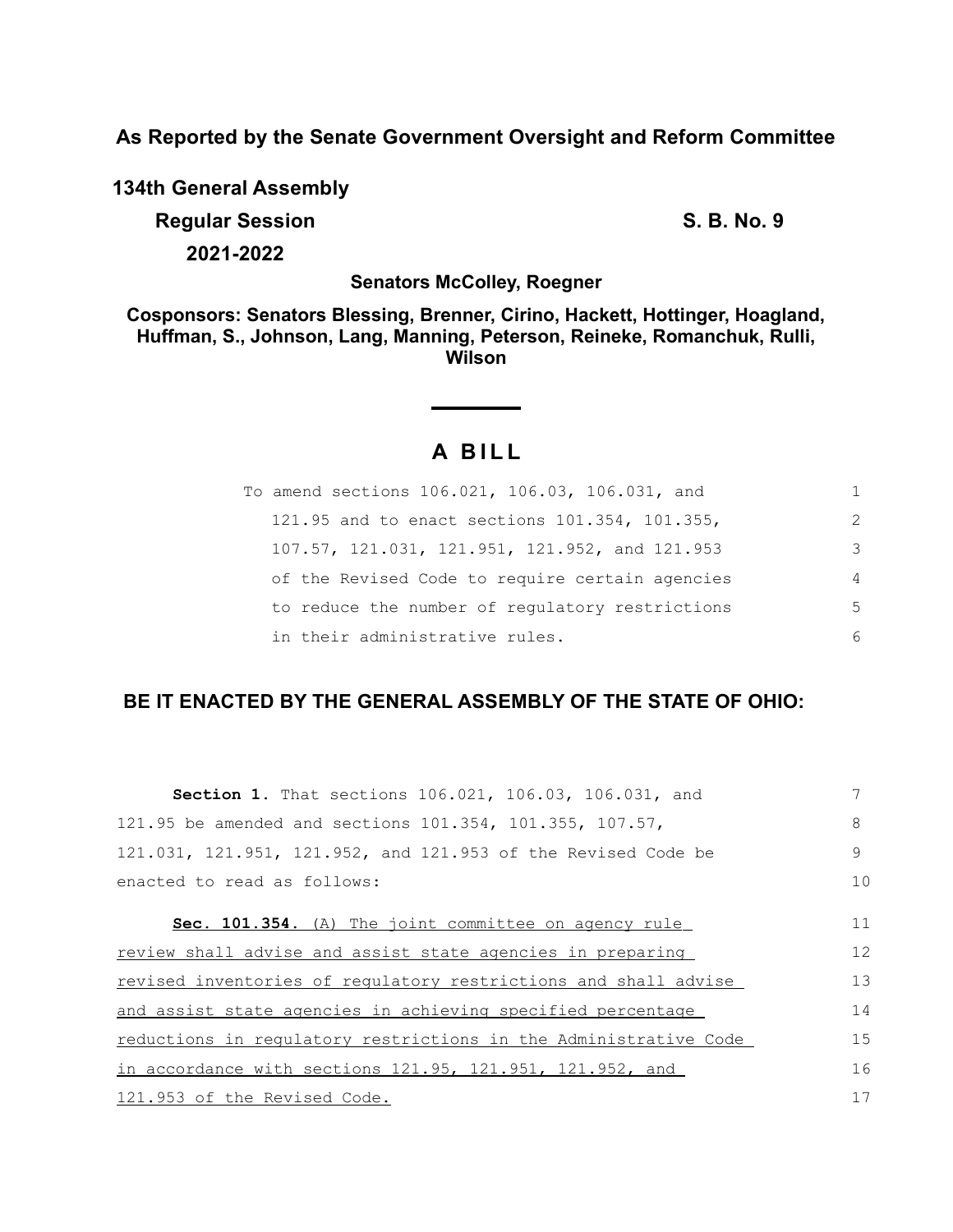**As Reported by the Senate Government Oversight and Reform Committee**

**134th General Assembly**

**Regular Session** **S. B. No. 9**

**2021-2022**

**Senators McColley, Roegner**

**Cosponsors: Senators Blessing, Brenner, Cirino, Hackett, Hottinger, Hoagland, Huffman, S., Johnson, Lang, Manning, Peterson, Reineke, Romanchuk, Rulli, Wilson**

# A BILL

To amend sections 106.021, 106.03, 106.031, and 121.95 and to enact sections 101.354, 101.355, 107.57, 121.031, 121.951, 121.952, and 121.953 of the Revised Code to require certain agencies to reduce the number of regulatory restrictions in their administrative rules.

## BE IT ENACTED BY THE GENERAL ASSEMBLY OF THE STATE OF OHIO:

**Section 1.** That sections 106.021, 106.03, 106.031, and 121.95 be amended and sections 101.354, 101.355, 107.57, 121.031, 121.951, 121.952, and 121.953 of the Revised Code be enacted to read as follows:

**Sec. 101.354.** (A) The joint committee on agency rule review shall advise and assist state agencies in preparing revised inventories of regulatory restrictions and shall advise and assist state agencies in achieving specified percentage reductions in regulatory restrictions in the Administrative Code in accordance with sections 121.95, 121.951, 121.952, and 121.953 of the Revised Code.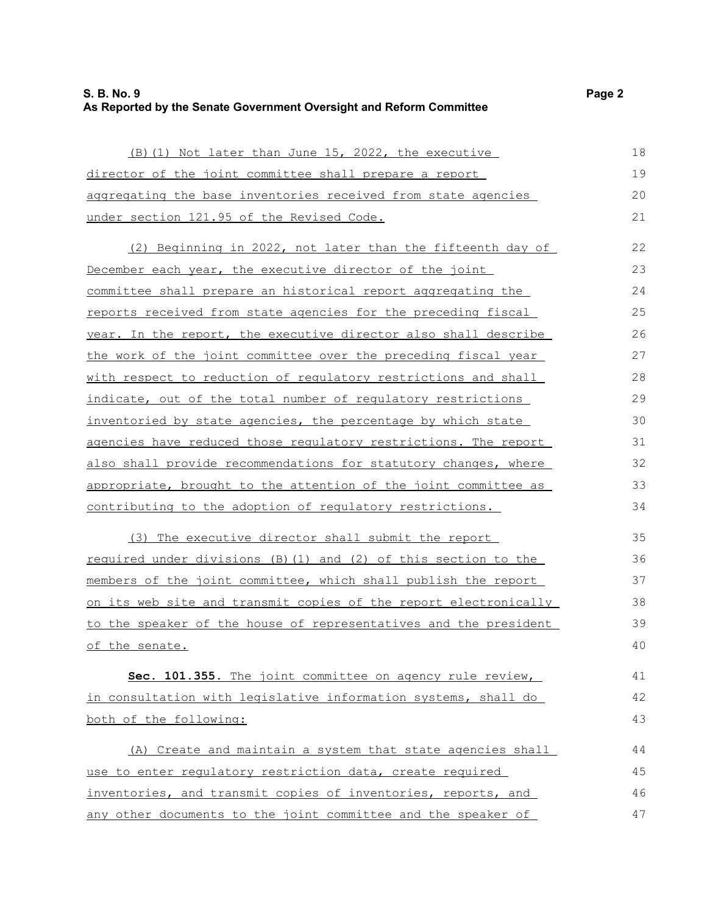(B)(1) Not later than June 15, 2022, the executive director of the joint committee shall prepare a report aggregating the base inventories received from state agencies under section 121.95 of the Revised Code.

(2) Beginning in 2022, not later than the fifteenth day of December each year, the executive director of the joint committee shall prepare an historical report aggregating the reports received from state agencies for the preceding fiscal year. In the report, the executive director also shall describe the work of the joint committee over the preceding fiscal year with respect to reduction of regulatory restrictions and shall indicate, out of the total number of regulatory restrictions inventoried by state agencies, the percentage by which state agencies have reduced those regulatory restrictions. The report also shall provide recommendations for statutory changes, where appropriate, brought to the attention of the joint committee as contributing to the adoption of regulatory restrictions.

(3) The executive director shall submit the report required under divisions (B)(1) and (2) of this section to the members of the joint committee, which shall publish the report on its web site and transmit copies of the report electronically to the speaker of the house of representatives and the president of the senate.

**Sec. 101.355.** The joint committee on agency rule review, in consultation with legislative information systems, shall do both of the following:

(A) Create and maintain a system that state agencies shall use to enter regulatory restriction data, create required inventories, and transmit copies of inventories, reports, and any other documents to the joint committee and the speaker of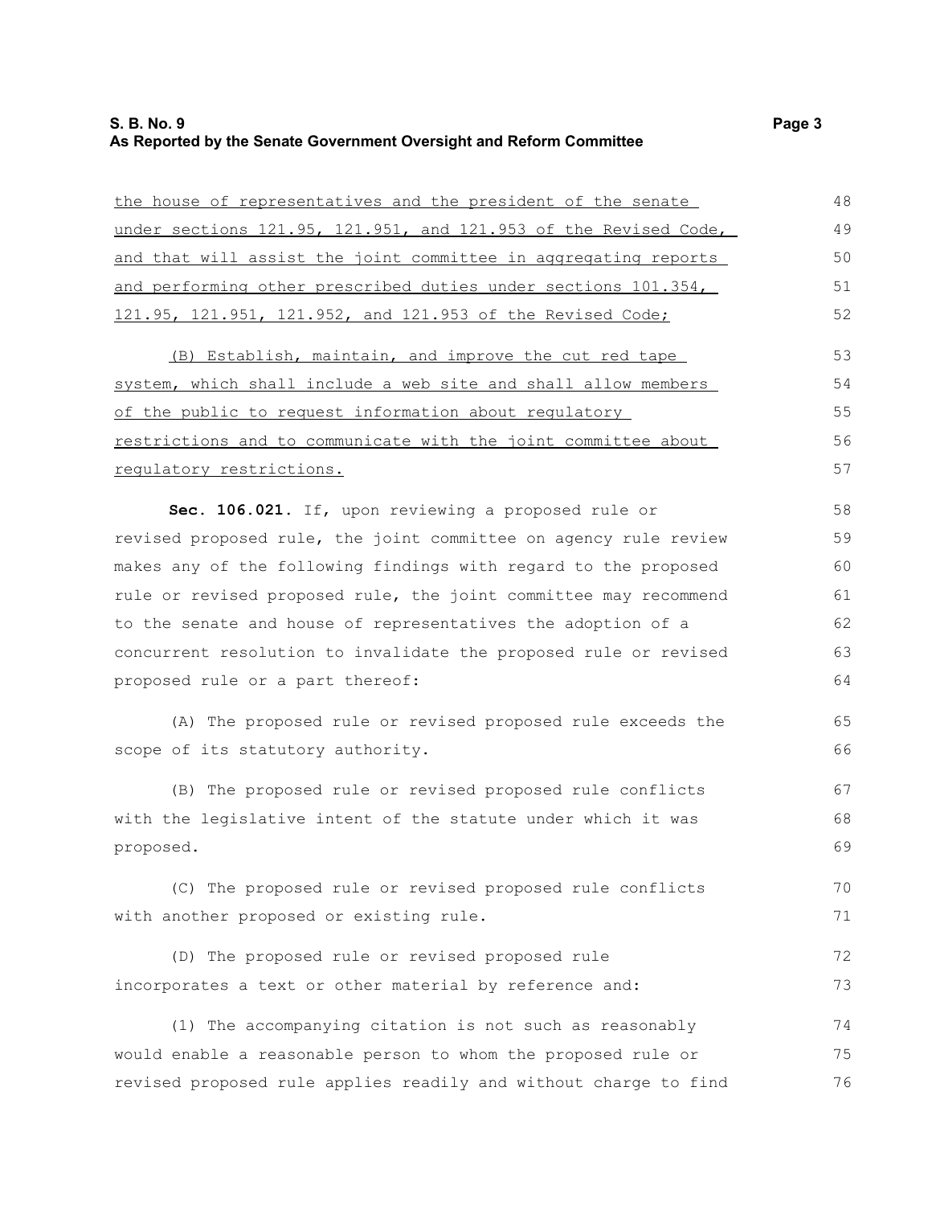the house of representatives and the president of the senate under sections 121.95, 121.951, and 121.953 of the Revised Code, and that will assist the joint committee in aggregating reports and performing other prescribed duties under sections 101.354, 121.95, 121.951, 121.952, and 121.953 of the Revised Code;

(B) Establish, maintain, and improve the cut red tape system, which shall include a web site and shall allow members of the public to request information about regulatory restrictions and to communicate with the joint committee about regulatory restrictions.

**Sec. 106.021.** If, upon reviewing a proposed rule or revised proposed rule, the joint committee on agency rule review makes any of the following findings with regard to the proposed rule or revised proposed rule, the joint committee may recommend to the senate and house of representatives the adoption of a concurrent resolution to invalidate the proposed rule or revised proposed rule or a part thereof:

(A) The proposed rule or revised proposed rule exceeds the scope of its statutory authority.

(B) The proposed rule or revised proposed rule conflicts with the legislative intent of the statute under which it was proposed.

(C) The proposed rule or revised proposed rule conflicts with another proposed or existing rule.

(D) The proposed rule or revised proposed rule incorporates a text or other material by reference and:

(1) The accompanying citation is not such as reasonably would enable a reasonable person to whom the proposed rule or revised proposed rule applies readily and without charge to find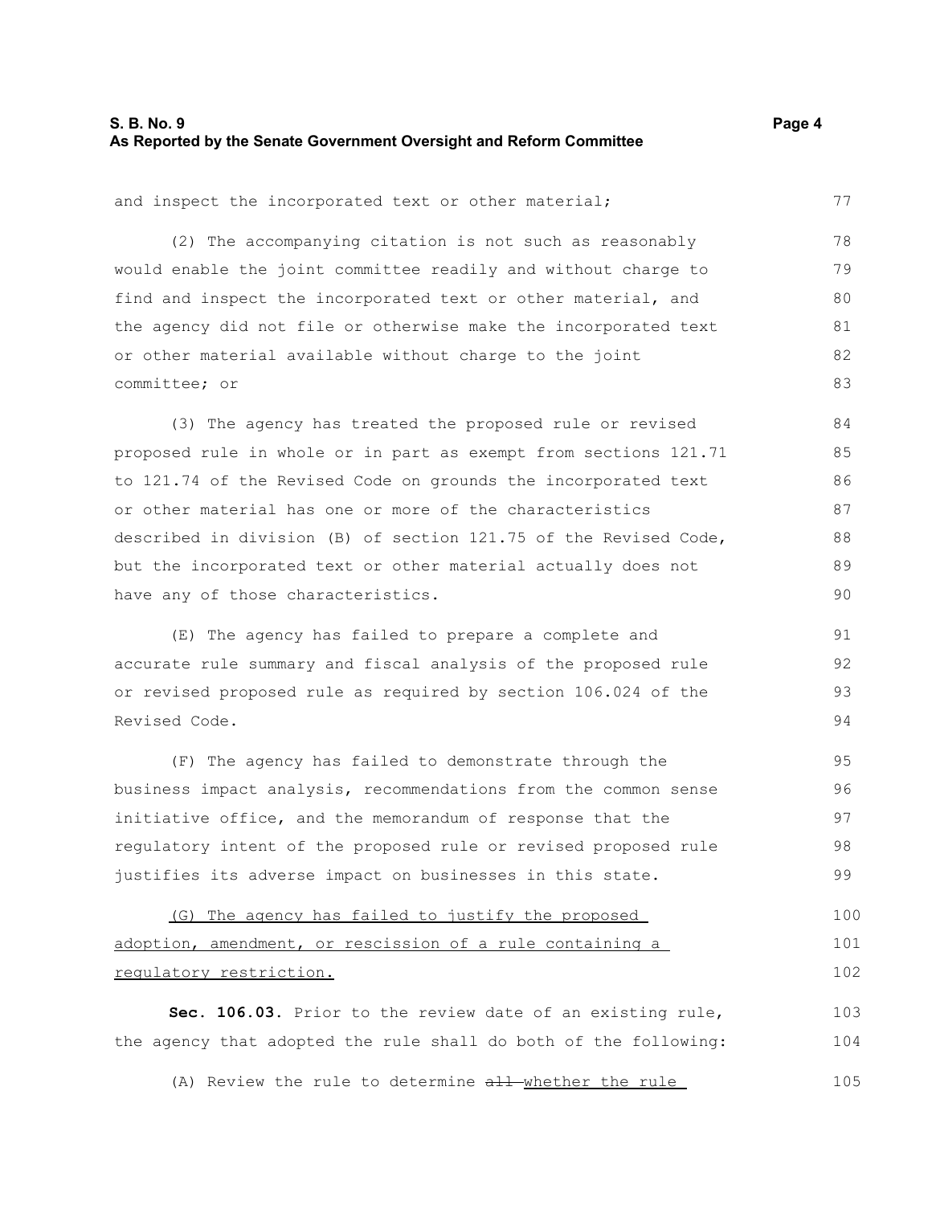and inspect the incorporated text or other material;

(2) The accompanying citation is not such as reasonably would enable the joint committee readily and without charge to find and inspect the incorporated text or other material, and the agency did not file or otherwise make the incorporated text or other material available without charge to the joint committee; or

(3) The agency has treated the proposed rule or revised proposed rule in whole or in part as exempt from sections 121.71 to 121.74 of the Revised Code on grounds the incorporated text or other material has one or more of the characteristics described in division (B) of section 121.75 of the Revised Code, but the incorporated text or other material actually does not have any of those characteristics.

(E) The agency has failed to prepare a complete and accurate rule summary and fiscal analysis of the proposed rule or revised proposed rule as required by section 106.024 of the Revised Code.

(F) The agency has failed to demonstrate through the business impact analysis, recommendations from the common sense initiative office, and the memorandum of response that the regulatory intent of the proposed rule or revised proposed rule justifies its adverse impact on businesses in this state.

(G) The agency has failed to justify the proposed adoption, amendment, or rescission of a rule containing a regulatory restriction.

**Sec. 106.03.** Prior to the review date of an existing rule, the agency that adopted the rule shall do both of the following:

(A) Review the rule to determine ~~all~~ whether the rule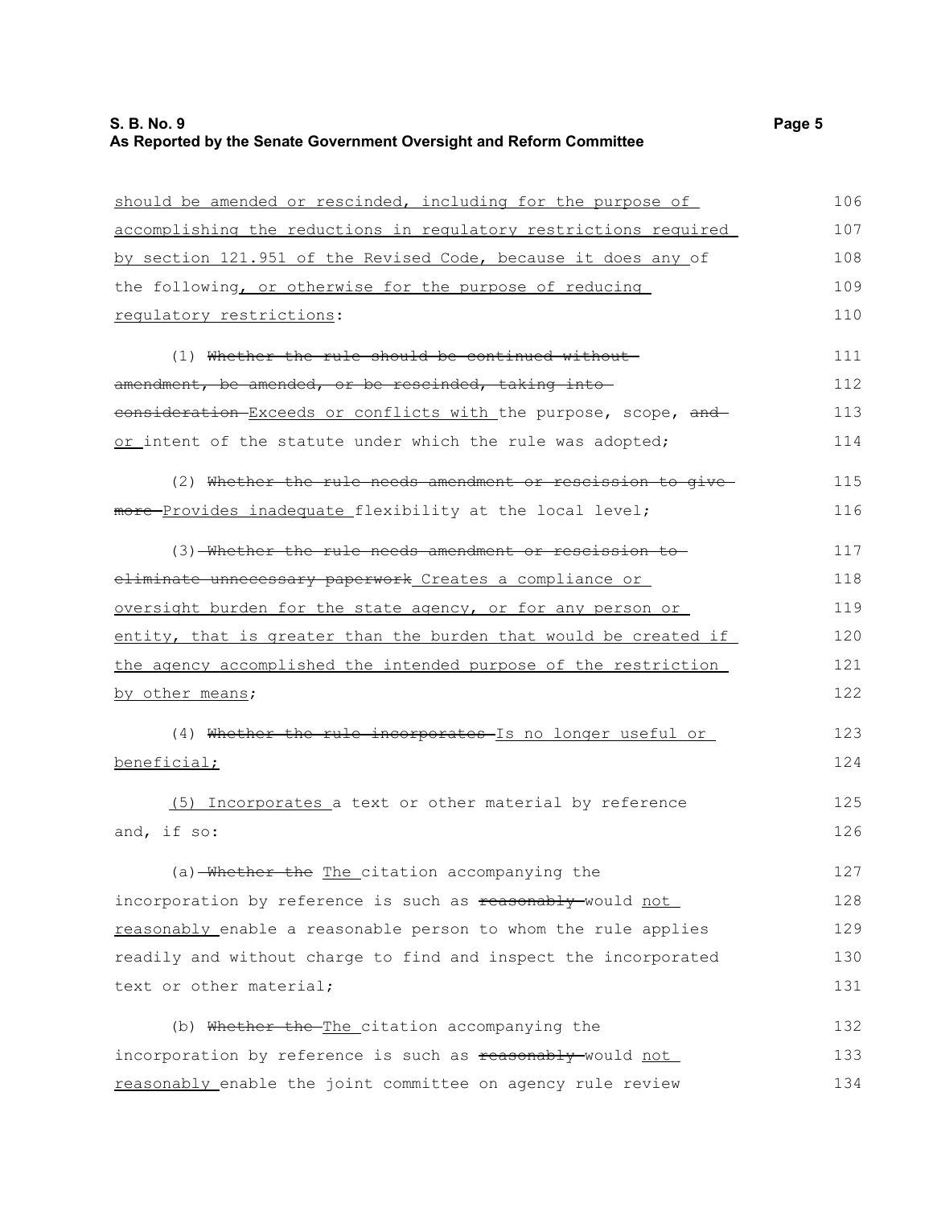should be amended or rescinded, including for the purpose of accomplishing the reductions in regulatory restrictions required by section 121.951 of the Revised Code, because it does any of the following, or otherwise for the purpose of reducing regulatory restrictions:

(1) ~~Whether the rule should be continued without amendment, be amended, or be rescinded, taking into consideration~~ Exceeds or conflicts with the purpose, scope, ~~and~~ or intent of the statute under which the rule was adopted;

(2) ~~Whether the rule needs amendment or rescission to give more~~ Provides inadequate flexibility at the local level;

(3) ~~Whether the rule needs amendment or rescission to eliminate unnecessary paperwork~~ Creates a compliance or oversight burden for the state agency, or for any person or entity, that is greater than the burden that would be created if the agency accomplished the intended purpose of the restriction by other means;

(4) ~~Whether the rule incorporates~~ Is no longer useful or beneficial;

(5) Incorporates a text or other material by reference and, if so:

(a) ~~Whether the~~ The citation accompanying the incorporation by reference is such as ~~reasonably~~ would not reasonably enable a reasonable person to whom the rule applies readily and without charge to find and inspect the incorporated text or other material;

(b) ~~Whether the~~ The citation accompanying the incorporation by reference is such as ~~reasonably~~ would not reasonably enable the joint committee on agency rule review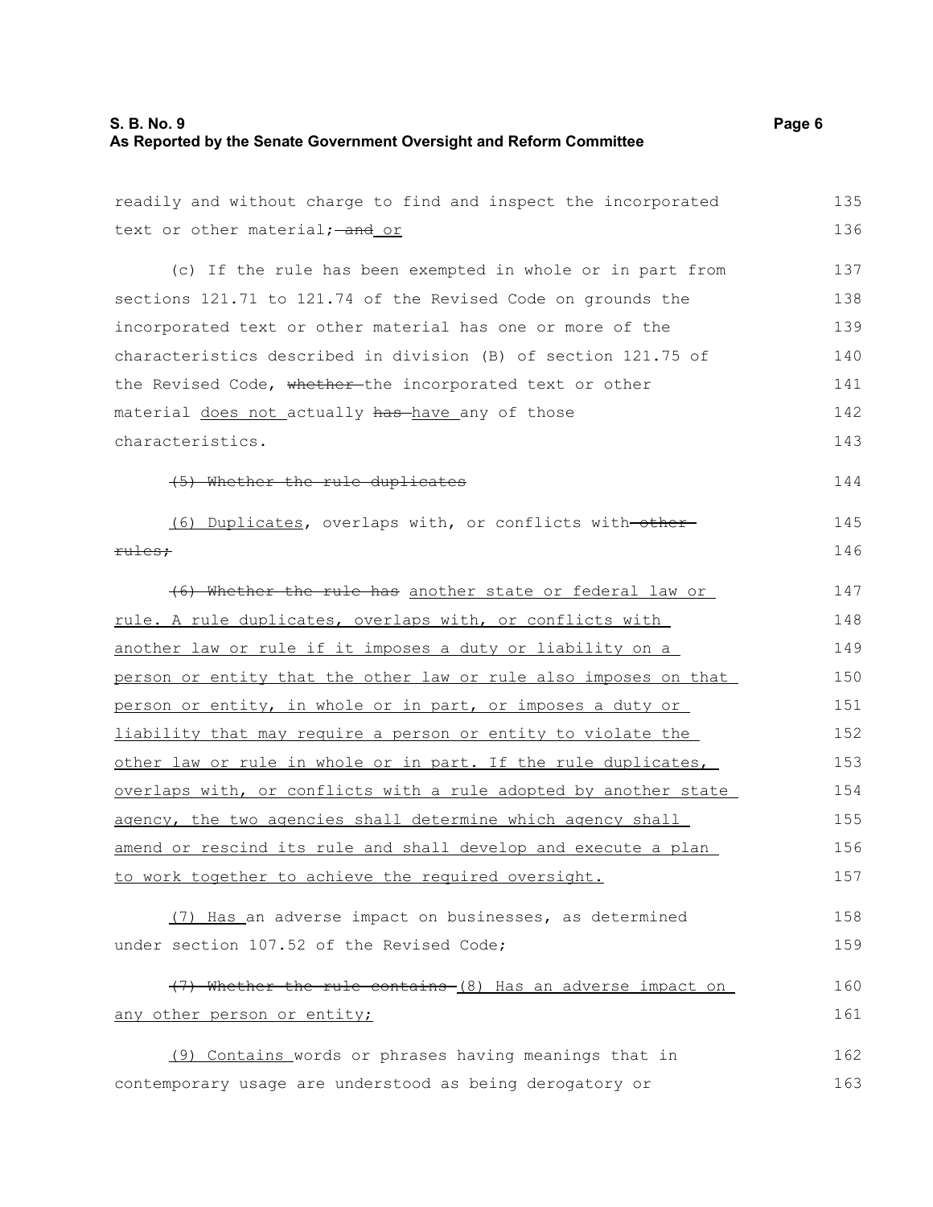readily and without charge to find and inspect the incorporated text or other material; ~~and~~ or

(c) If the rule has been exempted in whole or in part from sections 121.71 to 121.74 of the Revised Code on grounds the incorporated text or other material has one or more of the characteristics described in division (B) of section 121.75 of the Revised Code, ~~whether~~ the incorporated text or other material does not actually ~~has~~ have any of those characteristics.

~~(5) Whether the rule duplicates~~

(6) Duplicates, overlaps with, or conflicts with ~~other rules;~~

~~(6) Whether the rule has~~ another state or federal law or rule. A rule duplicates, overlaps with, or conflicts with another law or rule if it imposes a duty or liability on a person or entity that the other law or rule also imposes on that person or entity, in whole or in part, or imposes a duty or liability that may require a person or entity to violate the other law or rule in whole or in part. If the rule duplicates, overlaps with, or conflicts with a rule adopted by another state agency, the two agencies shall determine which agency shall amend or rescind its rule and shall develop and execute a plan to work together to achieve the required oversight.

(7) Has an adverse impact on businesses, as determined under section 107.52 of the Revised Code;

~~(7) Whether the rule contains~~ (8) Has an adverse impact on any other person or entity;

(9) Contains words or phrases having meanings that in contemporary usage are understood as being derogatory or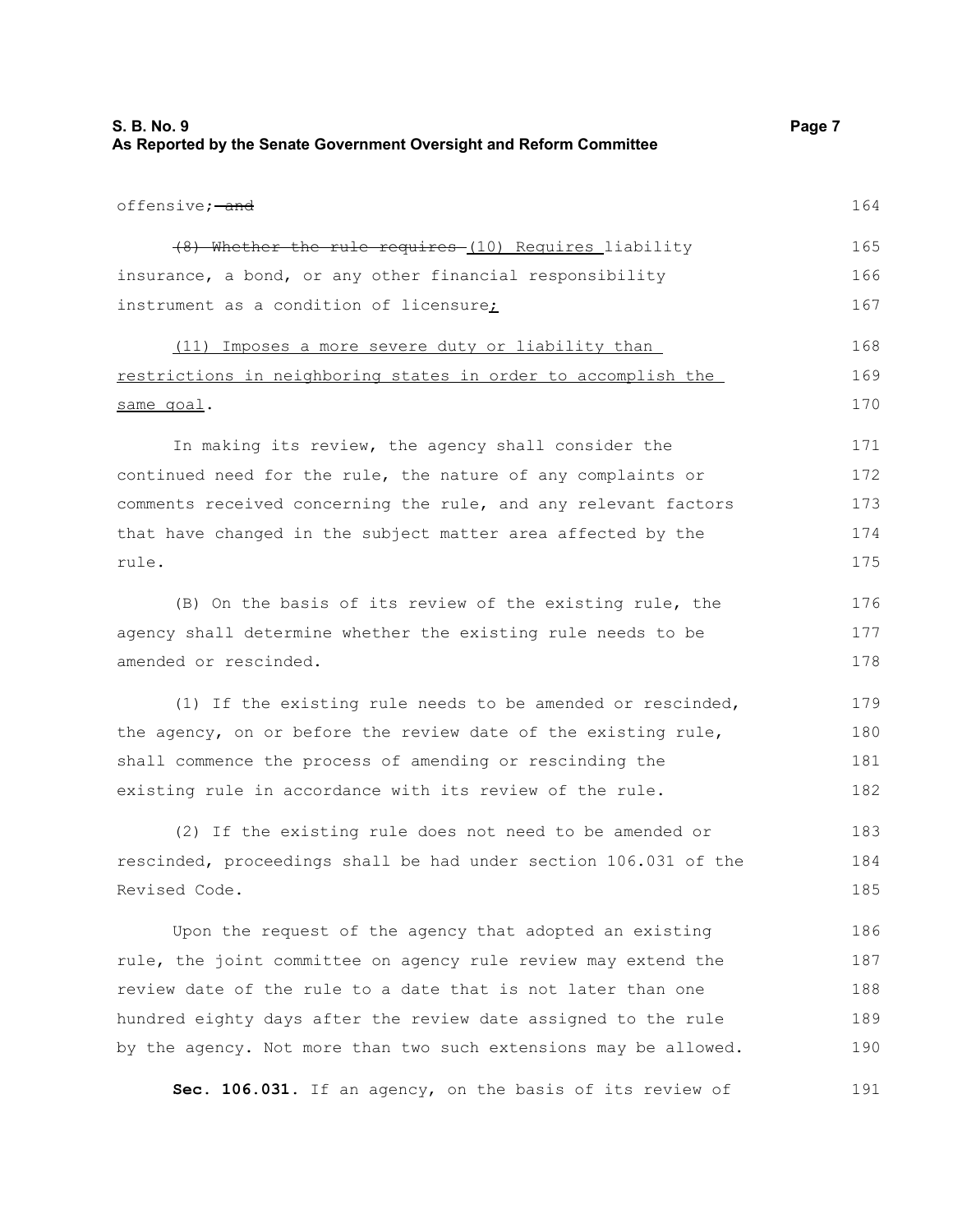offensive; ~~and~~

~~(8) Whether the rule requires~~ (10) Requires liability insurance, a bond, or any other financial responsibility instrument as a condition of licensure;

(11) Imposes a more severe duty or liability than restrictions in neighboring states in order to accomplish the same goal.

In making its review, the agency shall consider the continued need for the rule, the nature of any complaints or comments received concerning the rule, and any relevant factors that have changed in the subject matter area affected by the rule.

(B) On the basis of its review of the existing rule, the agency shall determine whether the existing rule needs to be amended or rescinded.

(1) If the existing rule needs to be amended or rescinded, the agency, on or before the review date of the existing rule, shall commence the process of amending or rescinding the existing rule in accordance with its review of the rule.

(2) If the existing rule does not need to be amended or rescinded, proceedings shall be had under section 106.031 of the Revised Code.

Upon the request of the agency that adopted an existing rule, the joint committee on agency rule review may extend the review date of the rule to a date that is not later than one hundred eighty days after the review date assigned to the rule by the agency. Not more than two such extensions may be allowed.

**Sec. 106.031.** If an agency, on the basis of its review of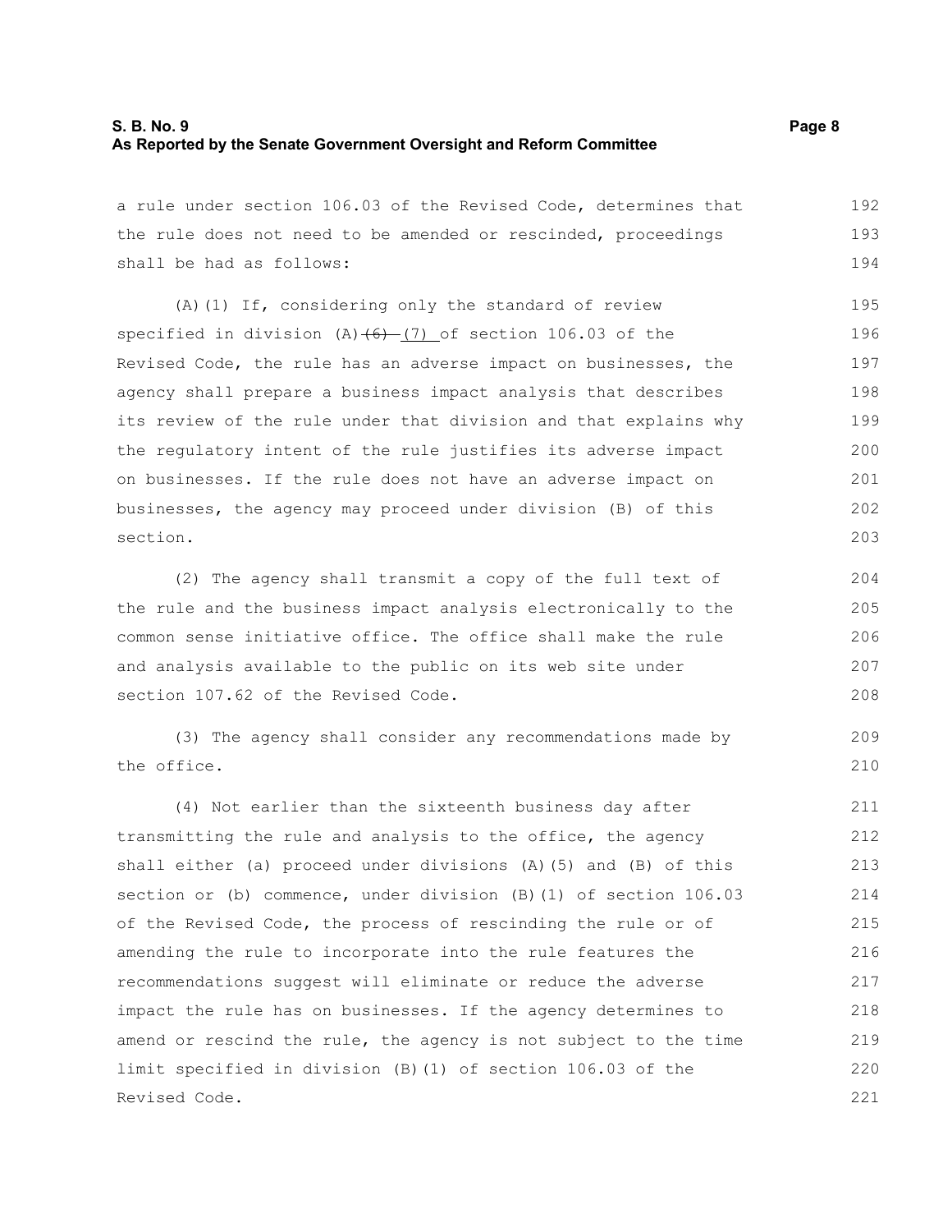a rule under section 106.03 of the Revised Code, determines that the rule does not need to be amended or rescinded, proceedings shall be had as follows:

(A)(1) If, considering only the standard of review specified in division (A)~~(6)~~ (7) of section 106.03 of the Revised Code, the rule has an adverse impact on businesses, the agency shall prepare a business impact analysis that describes its review of the rule under that division and that explains why the regulatory intent of the rule justifies its adverse impact on businesses. If the rule does not have an adverse impact on businesses, the agency may proceed under division (B) of this section.

(2) The agency shall transmit a copy of the full text of the rule and the business impact analysis electronically to the common sense initiative office. The office shall make the rule and analysis available to the public on its web site under section 107.62 of the Revised Code.

(3) The agency shall consider any recommendations made by the office.

(4) Not earlier than the sixteenth business day after transmitting the rule and analysis to the office, the agency shall either (a) proceed under divisions (A)(5) and (B) of this section or (b) commence, under division (B)(1) of section 106.03 of the Revised Code, the process of rescinding the rule or of amending the rule to incorporate into the rule features the recommendations suggest will eliminate or reduce the adverse impact the rule has on businesses. If the agency determines to amend or rescind the rule, the agency is not subject to the time limit specified in division (B)(1) of section 106.03 of the Revised Code.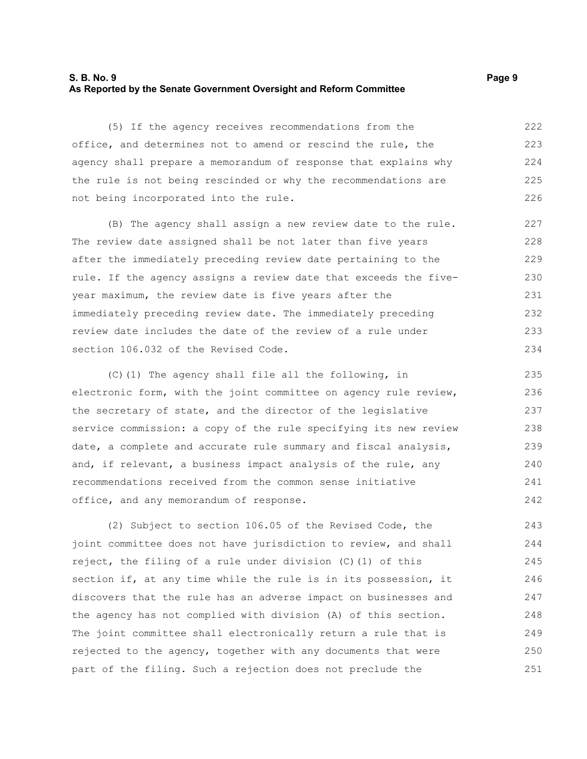(5) If the agency receives recommendations from the office, and determines not to amend or rescind the rule, the agency shall prepare a memorandum of response that explains why the rule is not being rescinded or why the recommendations are not being incorporated into the rule.

(B) The agency shall assign a new review date to the rule. The review date assigned shall be not later than five years after the immediately preceding review date pertaining to the rule. If the agency assigns a review date that exceeds the five-year maximum, the review date is five years after the immediately preceding review date. The immediately preceding review date includes the date of the review of a rule under section 106.032 of the Revised Code.

(C)(1) The agency shall file all the following, in electronic form, with the joint committee on agency rule review, the secretary of state, and the director of the legislative service commission: a copy of the rule specifying its new review date, a complete and accurate rule summary and fiscal analysis, and, if relevant, a business impact analysis of the rule, any recommendations received from the common sense initiative office, and any memorandum of response.

(2) Subject to section 106.05 of the Revised Code, the joint committee does not have jurisdiction to review, and shall reject, the filing of a rule under division (C)(1) of this section if, at any time while the rule is in its possession, it discovers that the rule has an adverse impact on businesses and the agency has not complied with division (A) of this section. The joint committee shall electronically return a rule that is rejected to the agency, together with any documents that were part of the filing. Such a rejection does not preclude the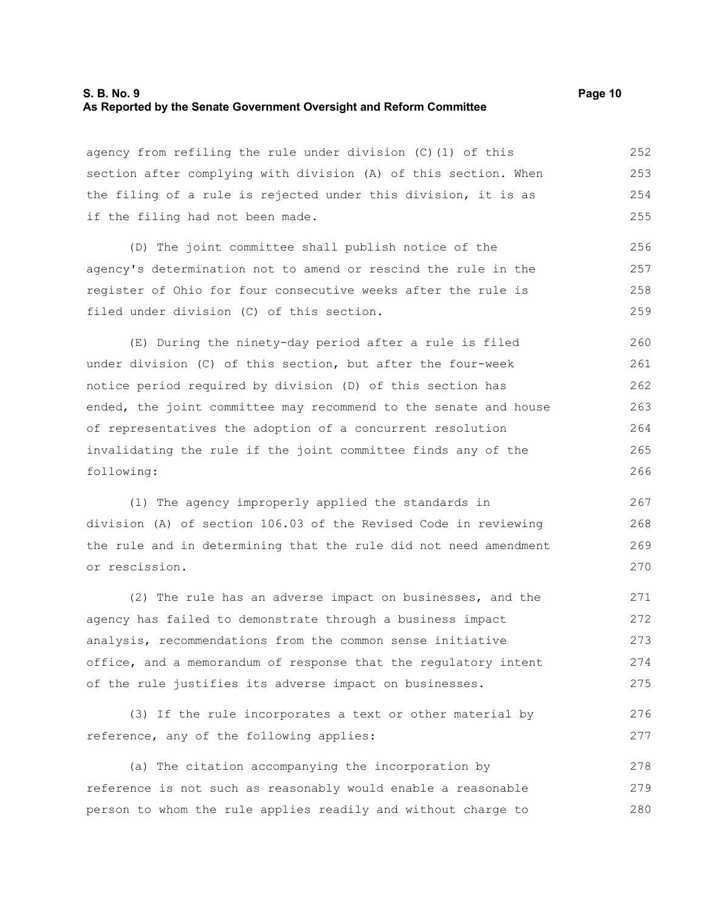agency from refiling the rule under division (C)(1) of this section after complying with division (A) of this section. When the filing of a rule is rejected under this division, it is as if the filing had not been made.

(D) The joint committee shall publish notice of the agency's determination not to amend or rescind the rule in the register of Ohio for four consecutive weeks after the rule is filed under division (C) of this section.

(E) During the ninety-day period after a rule is filed under division (C) of this section, but after the four-week notice period required by division (D) of this section has ended, the joint committee may recommend to the senate and house of representatives the adoption of a concurrent resolution invalidating the rule if the joint committee finds any of the following:

(1) The agency improperly applied the standards in division (A) of section 106.03 of the Revised Code in reviewing the rule and in determining that the rule did not need amendment or rescission.

(2) The rule has an adverse impact on businesses, and the agency has failed to demonstrate through a business impact analysis, recommendations from the common sense initiative office, and a memorandum of response that the regulatory intent of the rule justifies its adverse impact on businesses.

(3) If the rule incorporates a text or other material by reference, any of the following applies:

(a) The citation accompanying the incorporation by reference is not such as reasonably would enable a reasonable person to whom the rule applies readily and without charge to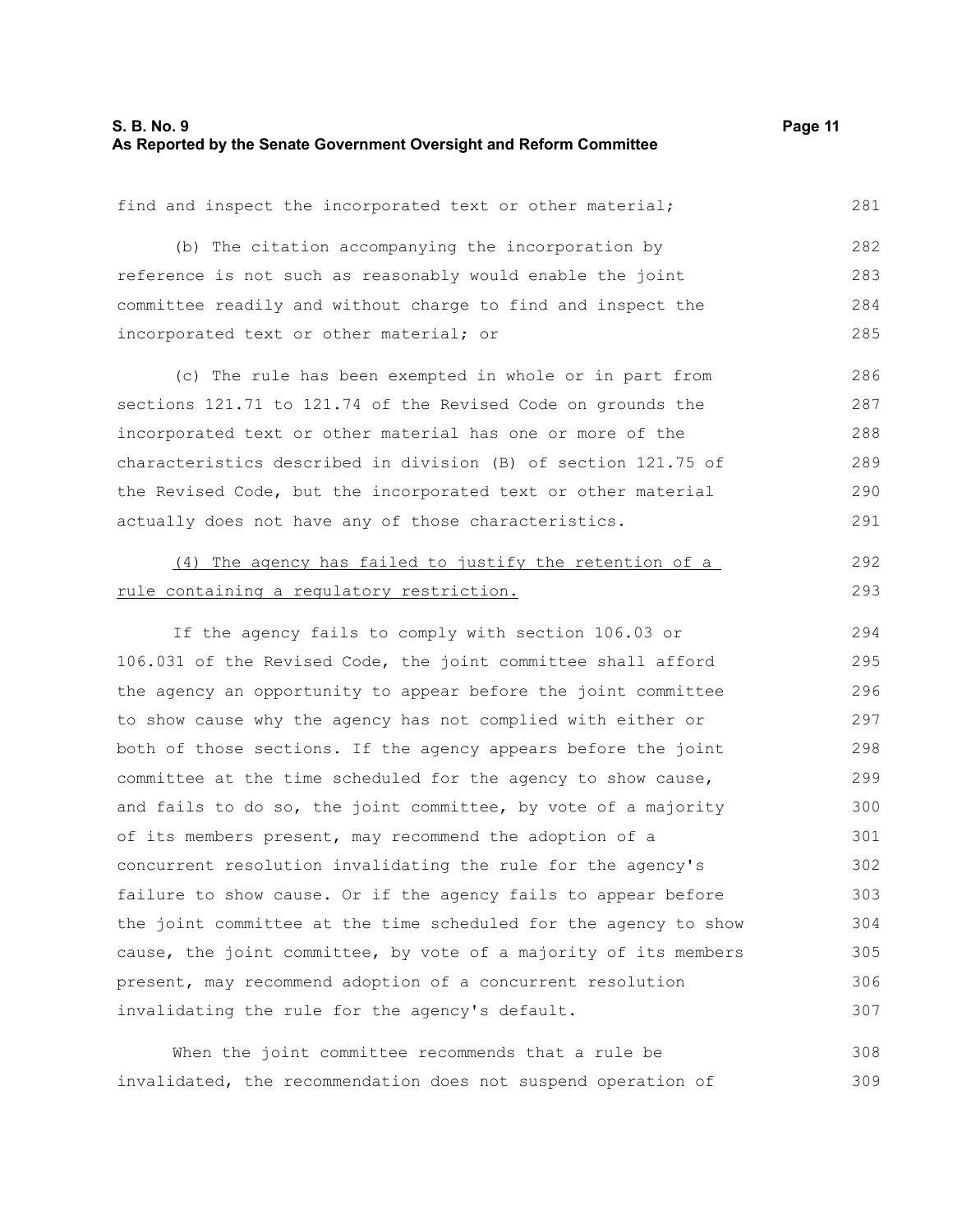find and inspect the incorporated text or other material;

(b) The citation accompanying the incorporation by reference is not such as reasonably would enable the joint committee readily and without charge to find and inspect the incorporated text or other material; or

(c) The rule has been exempted in whole or in part from sections 121.71 to 121.74 of the Revised Code on grounds the incorporated text or other material has one or more of the characteristics described in division (B) of section 121.75 of the Revised Code, but the incorporated text or other material actually does not have any of those characteristics.

<u>(4) The agency has failed to justify the retention of a rule containing a regulatory restriction.</u>

If the agency fails to comply with section 106.03 or 106.031 of the Revised Code, the joint committee shall afford the agency an opportunity to appear before the joint committee to show cause why the agency has not complied with either or both of those sections. If the agency appears before the joint committee at the time scheduled for the agency to show cause, and fails to do so, the joint committee, by vote of a majority of its members present, may recommend the adoption of a concurrent resolution invalidating the rule for the agency's failure to show cause. Or if the agency fails to appear before the joint committee at the time scheduled for the agency to show cause, the joint committee, by vote of a majority of its members present, may recommend adoption of a concurrent resolution invalidating the rule for the agency's default.

When the joint committee recommends that a rule be invalidated, the recommendation does not suspend operation of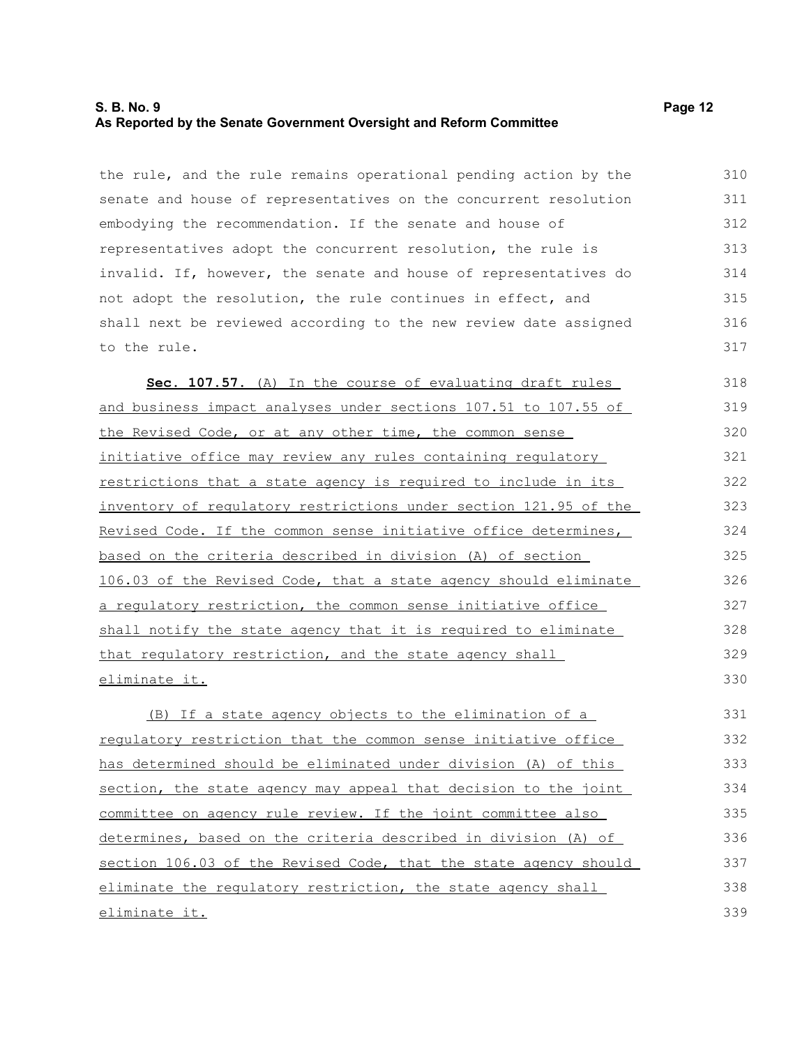the rule, and the rule remains operational pending action by the senate and house of representatives on the concurrent resolution embodying the recommendation. If the senate and house of representatives adopt the concurrent resolution, the rule is invalid. If, however, the senate and house of representatives do not adopt the resolution, the rule continues in effect, and shall next be reviewed according to the new review date assigned to the rule.

**Sec. 107.57.** (A) In the course of evaluating draft rules and business impact analyses under sections 107.51 to 107.55 of the Revised Code, or at any other time, the common sense initiative office may review any rules containing regulatory restrictions that a state agency is required to include in its inventory of regulatory restrictions under section 121.95 of the Revised Code. If the common sense initiative office determines, based on the criteria described in division (A) of section 106.03 of the Revised Code, that a state agency should eliminate a regulatory restriction, the common sense initiative office shall notify the state agency that it is required to eliminate that regulatory restriction, and the state agency shall eliminate it.

(B) If a state agency objects to the elimination of a regulatory restriction that the common sense initiative office has determined should be eliminated under division (A) of this section, the state agency may appeal that decision to the joint committee on agency rule review. If the joint committee also determines, based on the criteria described in division (A) of section 106.03 of the Revised Code, that the state agency should eliminate the regulatory restriction, the state agency shall eliminate it.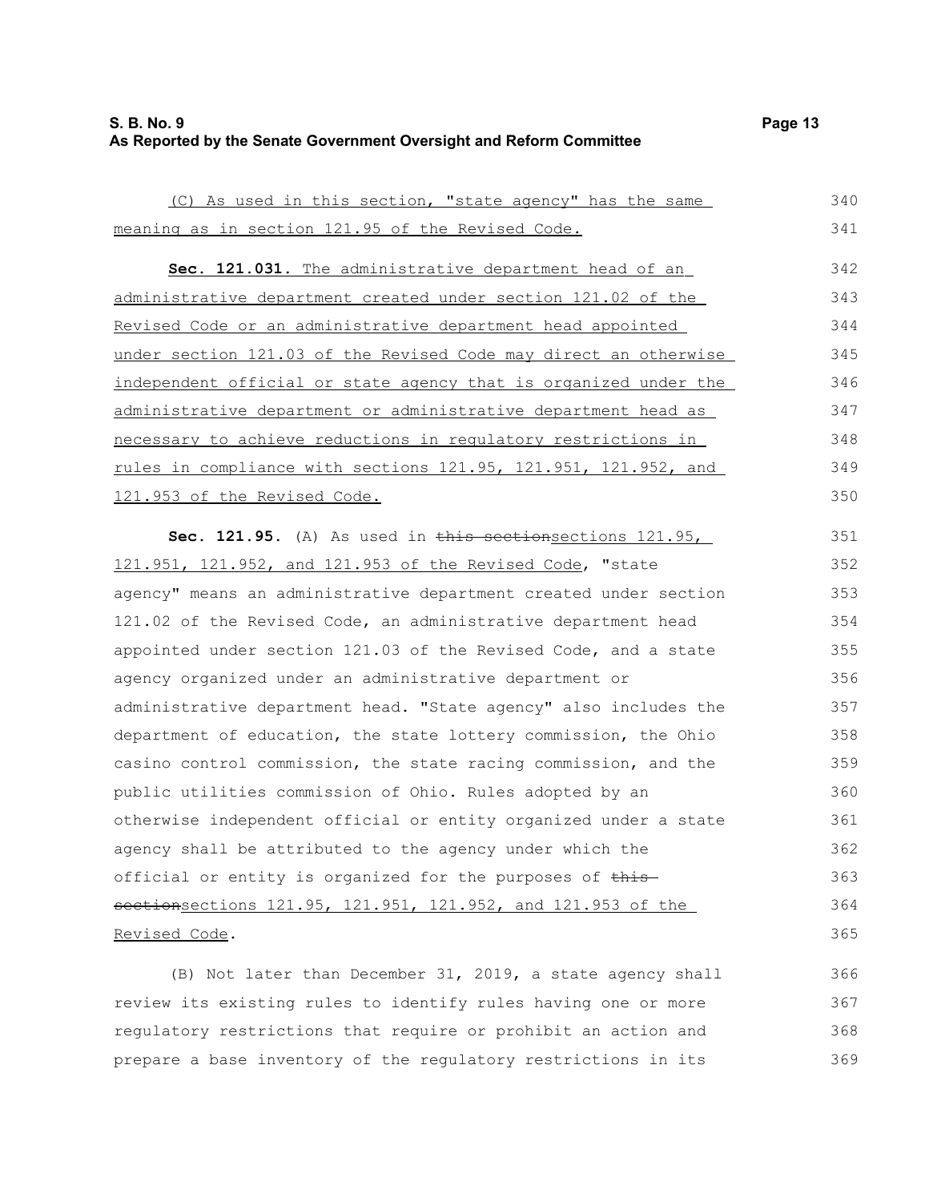(C) As used in this section, "state agency" has the same meaning as in section 121.95 of the Revised Code.

**Sec. 121.031.** The administrative department head of an administrative department created under section 121.02 of the Revised Code or an administrative department head appointed under section 121.03 of the Revised Code may direct an otherwise independent official or state agency that is organized under the administrative department or administrative department head as necessary to achieve reductions in regulatory restrictions in rules in compliance with sections 121.95, 121.951, 121.952, and 121.953 of the Revised Code.

**Sec. 121.95.** (A) As used in ~~this section~~sections 121.95, 121.951, 121.952, and 121.953 of the Revised Code, "state agency" means an administrative department created under section 121.02 of the Revised Code, an administrative department head appointed under section 121.03 of the Revised Code, and a state agency organized under an administrative department or administrative department head. "State agency" also includes the department of education, the state lottery commission, the Ohio casino control commission, the state racing commission, and the public utilities commission of Ohio. Rules adopted by an otherwise independent official or entity organized under a state agency shall be attributed to the agency under which the official or entity is organized for the purposes of ~~this section~~sections 121.95, 121.951, 121.952, and 121.953 of the Revised Code.

(B) Not later than December 31, 2019, a state agency shall review its existing rules to identify rules having one or more regulatory restrictions that require or prohibit an action and prepare a base inventory of the regulatory restrictions in its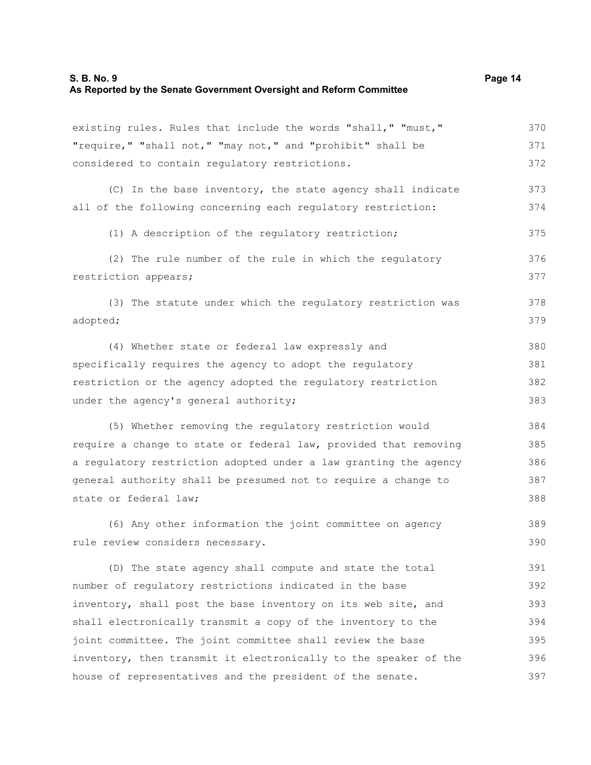existing rules. Rules that include the words "shall," "must," "require," "shall not," "may not," and "prohibit" shall be considered to contain regulatory restrictions.

(C) In the base inventory, the state agency shall indicate all of the following concerning each regulatory restriction:

(1) A description of the regulatory restriction;

(2) The rule number of the rule in which the regulatory restriction appears;

(3) The statute under which the regulatory restriction was adopted;

(4) Whether state or federal law expressly and specifically requires the agency to adopt the regulatory restriction or the agency adopted the regulatory restriction under the agency's general authority;

(5) Whether removing the regulatory restriction would require a change to state or federal law, provided that removing a regulatory restriction adopted under a law granting the agency general authority shall be presumed not to require a change to state or federal law;

(6) Any other information the joint committee on agency rule review considers necessary.

(D) The state agency shall compute and state the total number of regulatory restrictions indicated in the base inventory, shall post the base inventory on its web site, and shall electronically transmit a copy of the inventory to the joint committee. The joint committee shall review the base inventory, then transmit it electronically to the speaker of the house of representatives and the president of the senate.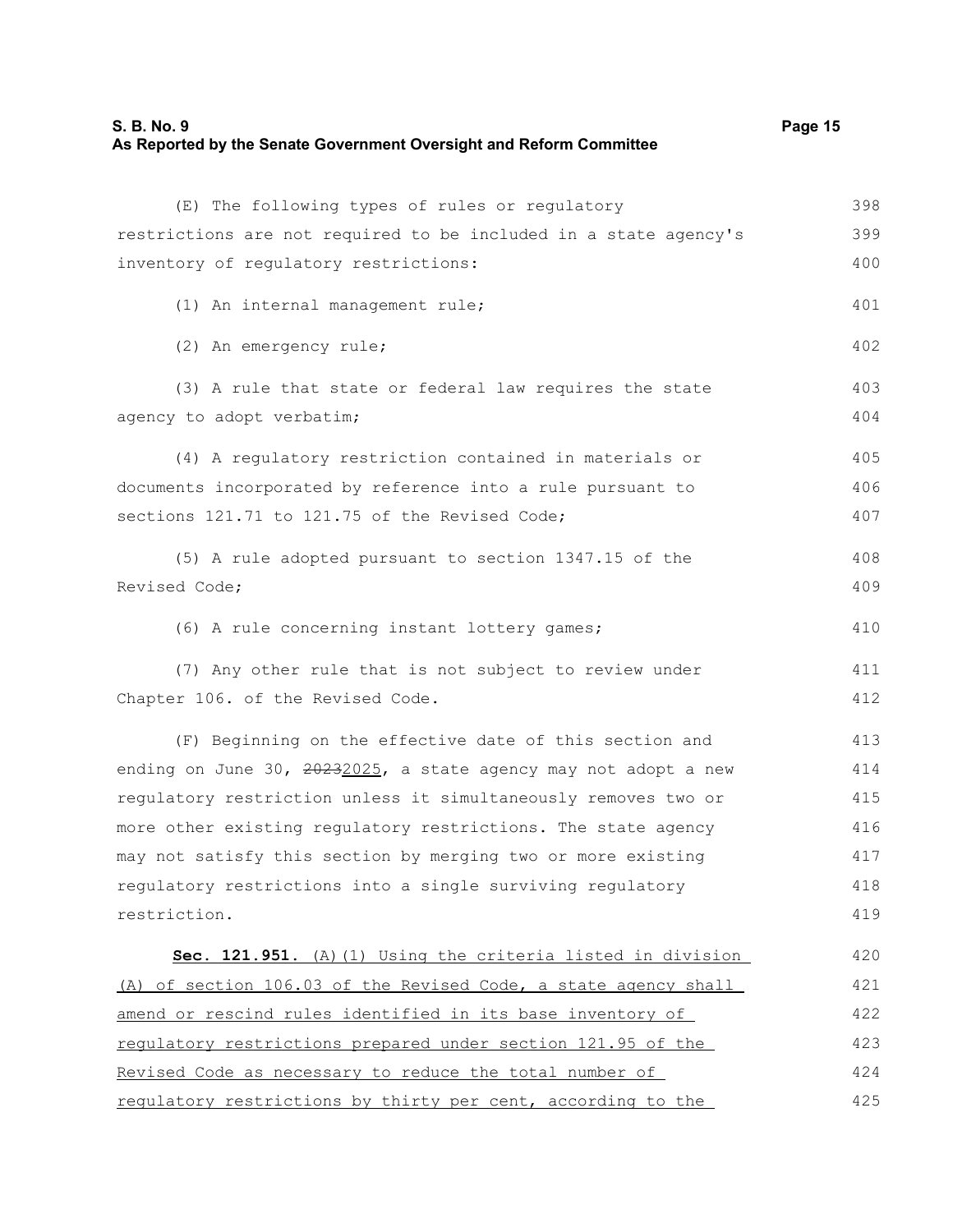(E) The following types of rules or regulatory restrictions are not required to be included in a state agency's inventory of regulatory restrictions:

(1) An internal management rule;

(2) An emergency rule;

(3) A rule that state or federal law requires the state agency to adopt verbatim;

(4) A regulatory restriction contained in materials or documents incorporated by reference into a rule pursuant to sections 121.71 to 121.75 of the Revised Code;

(5) A rule adopted pursuant to section 1347.15 of the Revised Code;

(6) A rule concerning instant lottery games;

(7) Any other rule that is not subject to review under Chapter 106. of the Revised Code.

(F) Beginning on the effective date of this section and ending on June 30, ~~2023~~2025, a state agency may not adopt a new regulatory restriction unless it simultaneously removes two or more other existing regulatory restrictions. The state agency may not satisfy this section by merging two or more existing regulatory restrictions into a single surviving regulatory restriction.

**Sec. 121.951.** (A)(1) Using the criteria listed in division (A) of section 106.03 of the Revised Code, a state agency shall amend or rescind rules identified in its base inventory of regulatory restrictions prepared under section 121.95 of the Revised Code as necessary to reduce the total number of regulatory restrictions by thirty per cent, according to the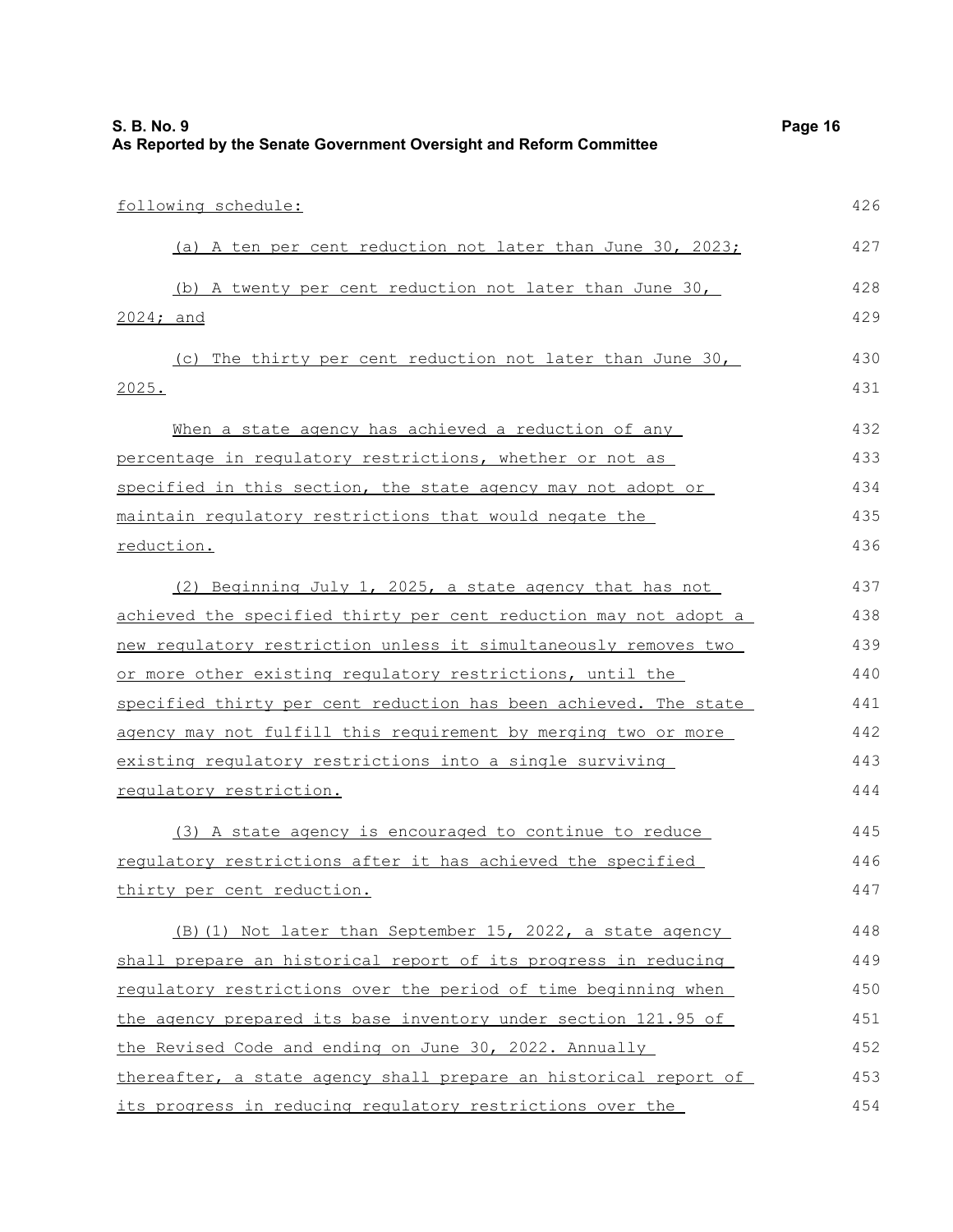following schedule:

(a) A ten per cent reduction not later than June 30, 2023;

(b) A twenty per cent reduction not later than June 30, 2024; and

(c) The thirty per cent reduction not later than June 30, 2025.

When a state agency has achieved a reduction of any percentage in regulatory restrictions, whether or not as specified in this section, the state agency may not adopt or maintain regulatory restrictions that would negate the reduction.

(2) Beginning July 1, 2025, a state agency that has not achieved the specified thirty per cent reduction may not adopt a new regulatory restriction unless it simultaneously removes two or more other existing regulatory restrictions, until the specified thirty per cent reduction has been achieved. The state agency may not fulfill this requirement by merging two or more existing regulatory restrictions into a single surviving regulatory restriction.

(3) A state agency is encouraged to continue to reduce regulatory restrictions after it has achieved the specified thirty per cent reduction.

(B)(1) Not later than September 15, 2022, a state agency shall prepare an historical report of its progress in reducing regulatory restrictions over the period of time beginning when the agency prepared its base inventory under section 121.95 of the Revised Code and ending on June 30, 2022. Annually thereafter, a state agency shall prepare an historical report of its progress in reducing regulatory restrictions over the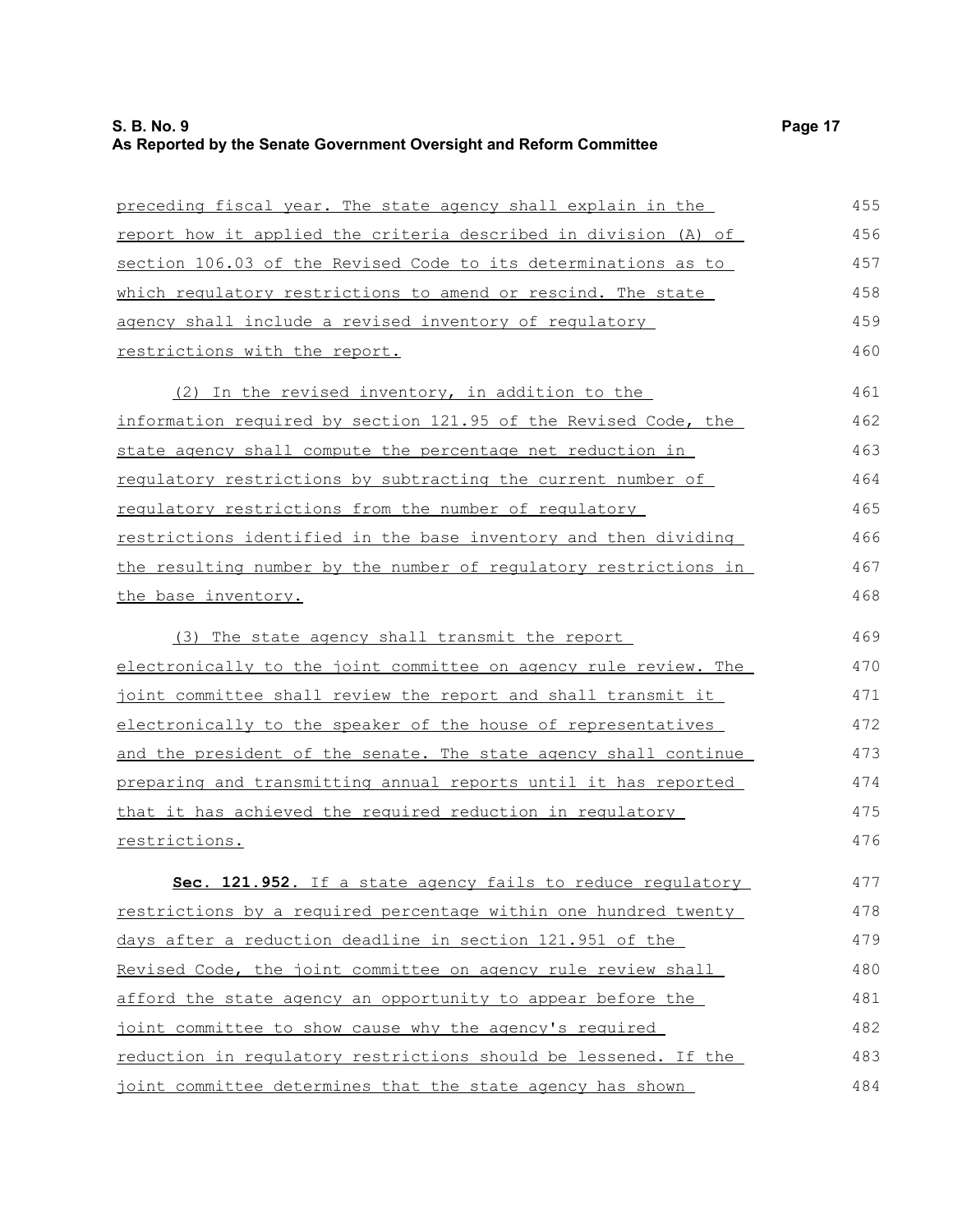preceding fiscal year. The state agency shall explain in the report how it applied the criteria described in division (A) of section 106.03 of the Revised Code to its determinations as to which regulatory restrictions to amend or rescind. The state agency shall include a revised inventory of regulatory restrictions with the report.

(2) In the revised inventory, in addition to the information required by section 121.95 of the Revised Code, the state agency shall compute the percentage net reduction in regulatory restrictions by subtracting the current number of regulatory restrictions from the number of regulatory restrictions identified in the base inventory and then dividing the resulting number by the number of regulatory restrictions in the base inventory.

(3) The state agency shall transmit the report electronically to the joint committee on agency rule review. The joint committee shall review the report and shall transmit it electronically to the speaker of the house of representatives and the president of the senate. The state agency shall continue preparing and transmitting annual reports until it has reported that it has achieved the required reduction in regulatory restrictions.

**Sec. 121.952.** If a state agency fails to reduce regulatory restrictions by a required percentage within one hundred twenty days after a reduction deadline in section 121.951 of the Revised Code, the joint committee on agency rule review shall afford the state agency an opportunity to appear before the joint committee to show cause why the agency's required reduction in regulatory restrictions should be lessened. If the joint committee determines that the state agency has shown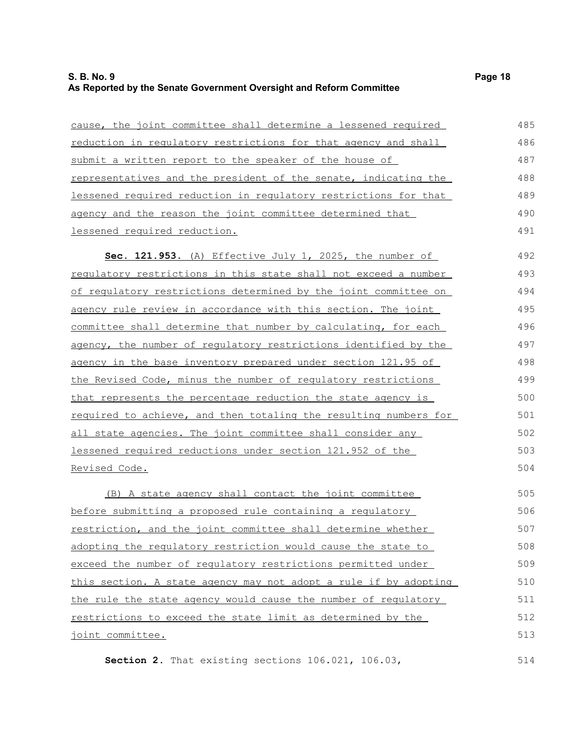cause, the joint committee shall determine a lessened required reduction in regulatory restrictions for that agency and shall submit a written report to the speaker of the house of representatives and the president of the senate, indicating the lessened required reduction in regulatory restrictions for that agency and the reason the joint committee determined that lessened required reduction.

**Sec. 121.953.** (A) Effective July 1, 2025, the number of regulatory restrictions in this state shall not exceed a number of regulatory restrictions determined by the joint committee on agency rule review in accordance with this section. The joint committee shall determine that number by calculating, for each agency, the number of regulatory restrictions identified by the agency in the base inventory prepared under section 121.95 of the Revised Code, minus the number of regulatory restrictions that represents the percentage reduction the state agency is required to achieve, and then totaling the resulting numbers for all state agencies. The joint committee shall consider any lessened required reductions under section 121.952 of the Revised Code.

(B) A state agency shall contact the joint committee before submitting a proposed rule containing a regulatory restriction, and the joint committee shall determine whether adopting the regulatory restriction would cause the state to exceed the number of regulatory restrictions permitted under this section. A state agency may not adopt a rule if by adopting the rule the state agency would cause the number of regulatory restrictions to exceed the state limit as determined by the joint committee.

**Section 2.** That existing sections 106.021, 106.03,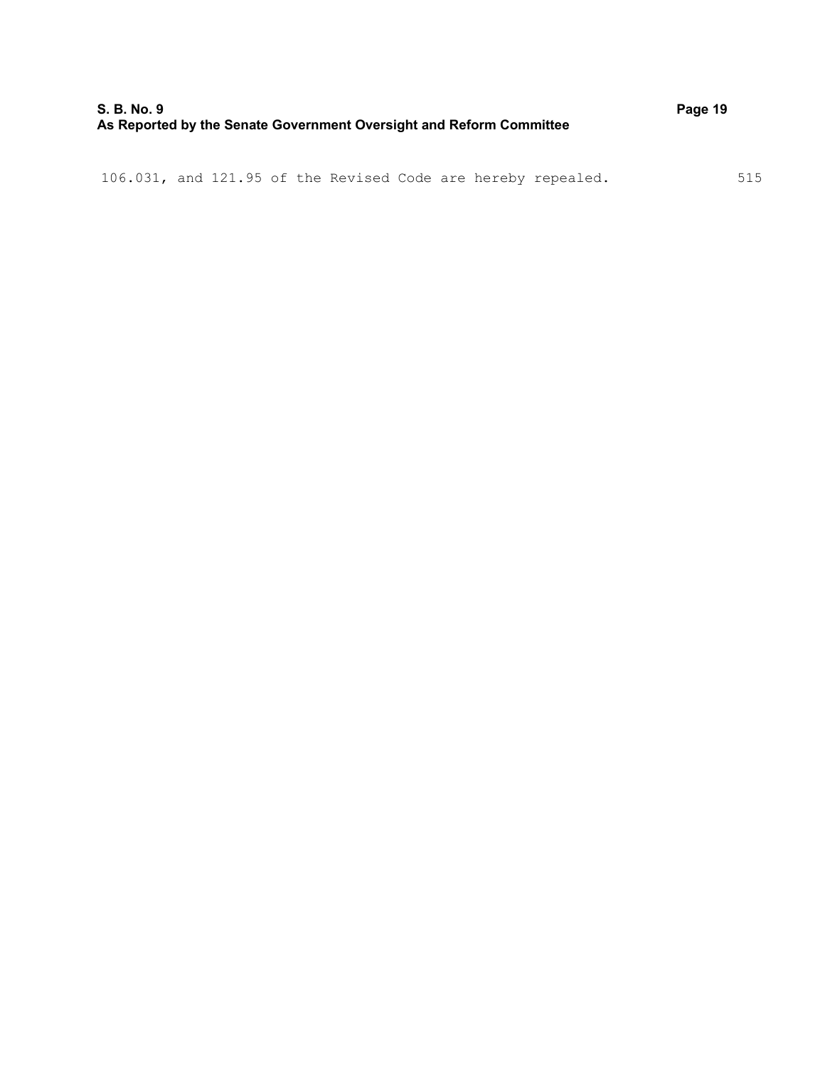106.031, and 121.95 of the Revised Code are hereby repealed.